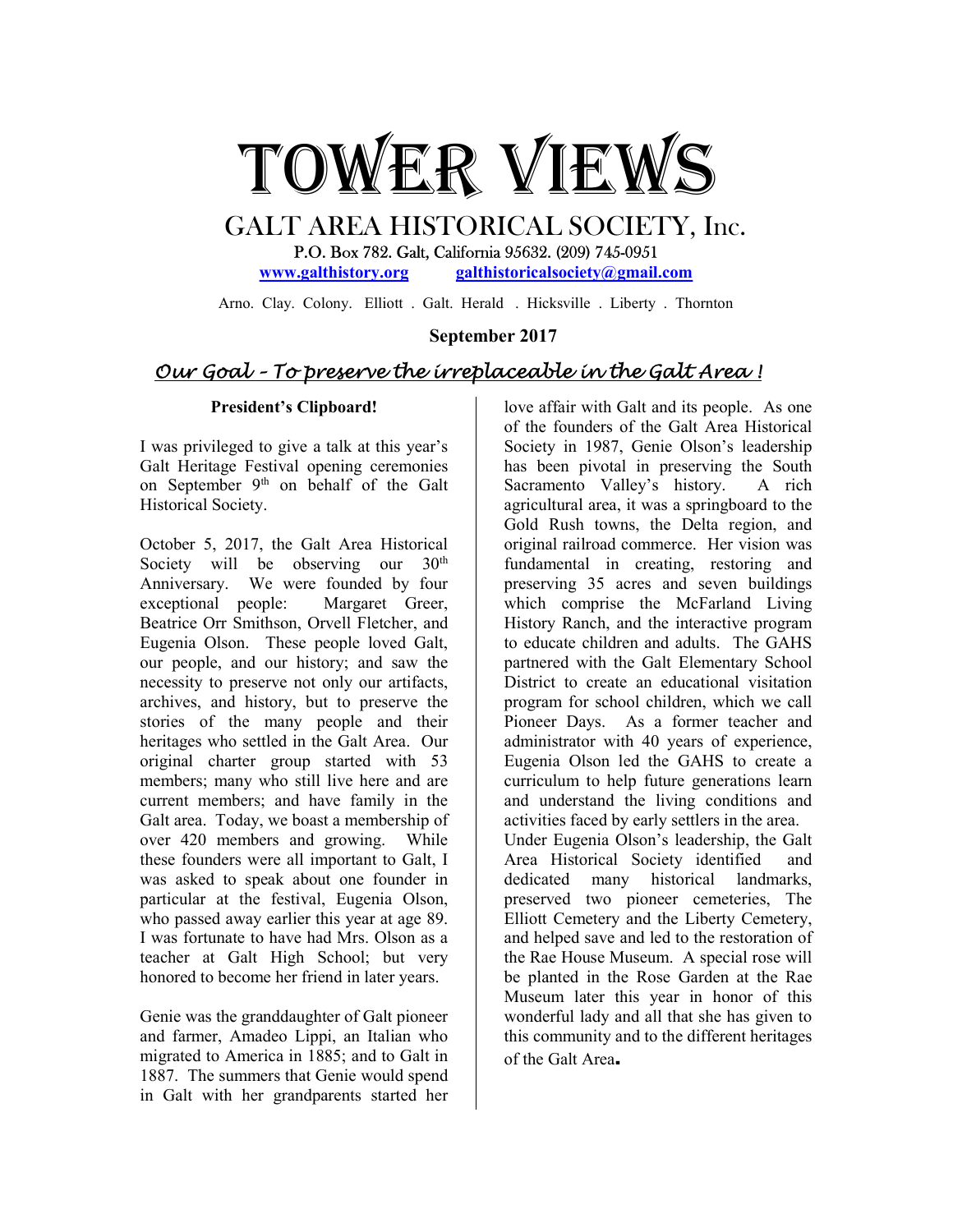# TOWER VIEWS

## GALT AREA HISTORICAL SOCIETY, Inc.

P.O. Box 782. Galt, California 95632. (209) 745-0951

**www.galthistory.org** **galthistoricalsociety@gmail.com**

Arno. Clay. Colony. Elliott . Galt. Herald . Hicksville . Liberty . Thornton

**September 2017**

***Our Goal – To preserve the irreplaceable in the Galt Area !***

### President's Clipboard!

I was privileged to give a talk at this year's Galt Heritage Festival opening ceremonies on September 9th on behalf of the Galt Historical Society.

October 5, 2017, the Galt Area Historical Society will be observing our 30th Anniversary. We were founded by four exceptional people: Margaret Greer, Beatrice Orr Smithson, Orvell Fletcher, and Eugenia Olson. These people loved Galt, our people, and our history; and saw the necessity to preserve not only our artifacts, archives, and history, but to preserve the stories of the many people and their heritages who settled in the Galt Area. Our original charter group started with 53 members; many who still live here and are current members; and have family in the Galt area. Today, we boast a membership of over 420 members and growing. While these founders were all important to Galt, I was asked to speak about one founder in particular at the festival, Eugenia Olson, who passed away earlier this year at age 89. I was fortunate to have had Mrs. Olson as a teacher at Galt High School; but very honored to become her friend in later years.

Genie was the granddaughter of Galt pioneer and farmer, Amadeo Lippi, an Italian who migrated to America in 1885; and to Galt in 1887. The summers that Genie would spend in Galt with her grandparents started her love affair with Galt and its people. As one of the founders of the Galt Area Historical Society in 1987, Genie Olson's leadership has been pivotal in preserving the South Sacramento Valley's history. A rich agricultural area, it was a springboard to the Gold Rush towns, the Delta region, and original railroad commerce. Her vision was fundamental in creating, restoring and preserving 35 acres and seven buildings which comprise the McFarland Living History Ranch, and the interactive program to educate children and adults. The GAHS partnered with the Galt Elementary School District to create an educational visitation program for school children, which we call Pioneer Days. As a former teacher and administrator with 40 years of experience, Eugenia Olson led the GAHS to create a curriculum to help future generations learn and understand the living conditions and activities faced by early settlers in the area.

Under Eugenia Olson's leadership, the Galt Area Historical Society identified and dedicated many historical landmarks, preserved two pioneer cemeteries, The Elliott Cemetery and the Liberty Cemetery, and helped save and led to the restoration of the Rae House Museum. A special rose will be planted in the Rose Garden at the Rae Museum later this year in honor of this wonderful lady and all that she has given to this community and to the different heritages of the Galt Area.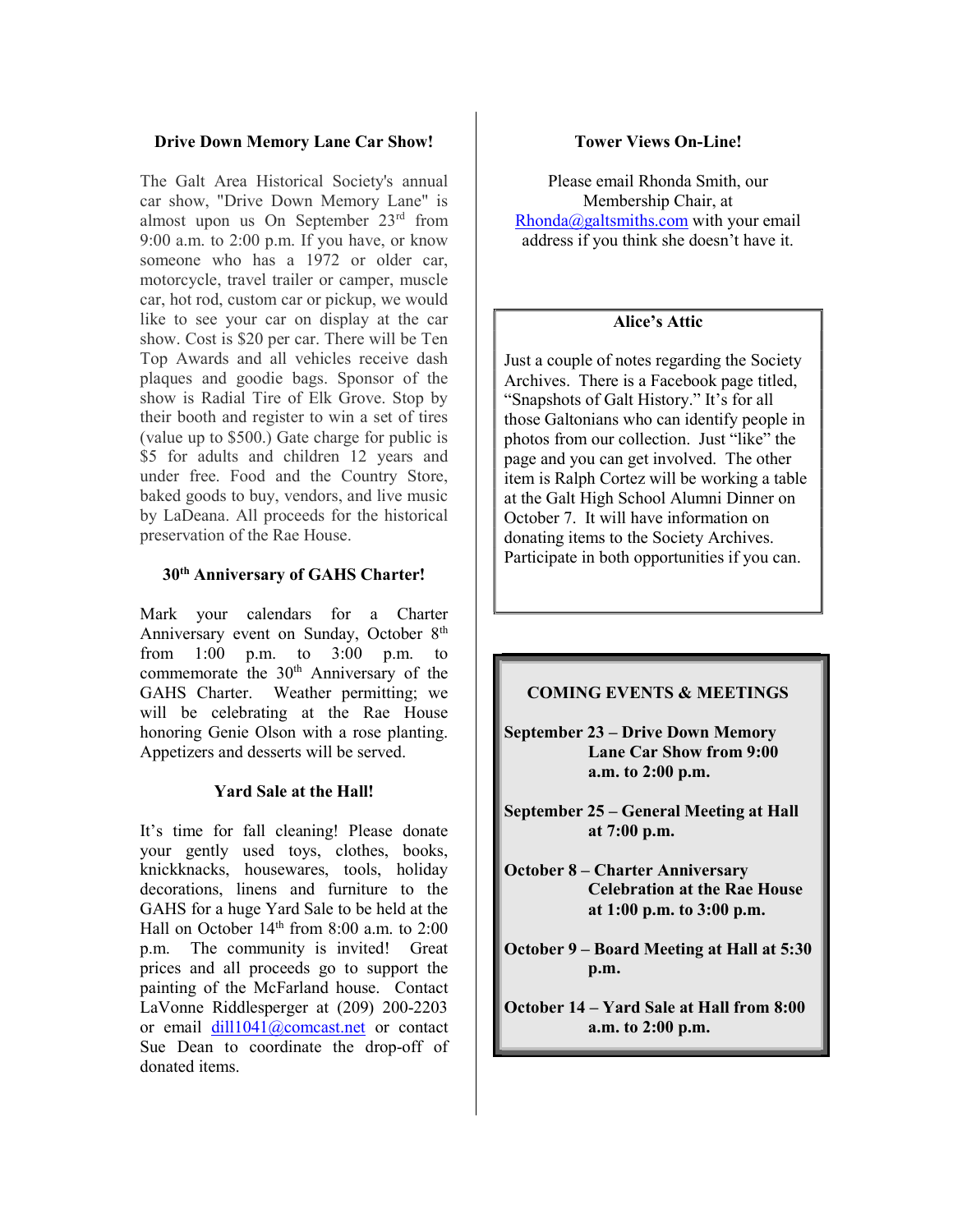## Drive Down Memory Lane Car Show!

The Galt Area Historical Society's annual car show, "Drive Down Memory Lane" is almost upon us On September 23rd from 9:00 a.m. to 2:00 p.m. If you have, or know someone who has a 1972 or older car, motorcycle, travel trailer or camper, muscle car, hot rod, custom car or pickup, we would like to see your car on display at the car show. Cost is $20 per car. There will be Ten Top Awards and all vehicles receive dash plaques and goodie bags. Sponsor of the show is Radial Tire of Elk Grove. Stop by their booth and register to win a set of tires (value up to $500.) Gate charge for public is $5 for adults and children 12 years and under free. Food and the Country Store, baked goods to buy, vendors, and live music by LaDeana. All proceeds for the historical preservation of the Rae House.

## 30th Anniversary of GAHS Charter!

Mark your calendars for a Charter Anniversary event on Sunday, October 8th from 1:00 p.m. to 3:00 p.m. to commemorate the 30th Anniversary of the GAHS Charter. Weather permitting; we will be celebrating at the Rae House honoring Genie Olson with a rose planting. Appetizers and desserts will be served.

## Yard Sale at the Hall!

It's time for fall cleaning! Please donate your gently used toys, clothes, books, knickknacks, housewares, tools, holiday decorations, linens and furniture to the GAHS for a huge Yard Sale to be held at the Hall on October 14th from 8:00 a.m. to 2:00 p.m. The community is invited! Great prices and all proceeds go to support the painting of the McFarland house. Contact LaVonne Riddlesperger at (209) 200-2203 or email dill1041@comcast.net or contact Sue Dean to coordinate the drop-off of donated items.

## Tower Views On-Line!

Please email Rhonda Smith, our Membership Chair, at Rhonda@galtsmiths.com with your email address if you think she doesn't have it.

## Alice's Attic

Just a couple of notes regarding the Society Archives. There is a Facebook page titled, "Snapshots of Galt History." It's for all those Galtonians who can identify people in photos from our collection. Just "like" the page and you can get involved. The other item is Ralph Cortez will be working a table at the Galt High School Alumni Dinner on October 7. It will have information on donating items to the Society Archives. Participate in both opportunities if you can.

## COMING EVENTS & MEETINGS

**September 23 – Drive Down Memory Lane Car Show from 9:00 a.m. to 2:00 p.m.**

**September 25 – General Meeting at Hall at 7:00 p.m.**

**October 8 – Charter Anniversary Celebration at the Rae House at 1:00 p.m. to 3:00 p.m.**

**October 9 – Board Meeting at Hall at 5:30 p.m.**

**October 14 – Yard Sale at Hall from 8:00 a.m. to 2:00 p.m.**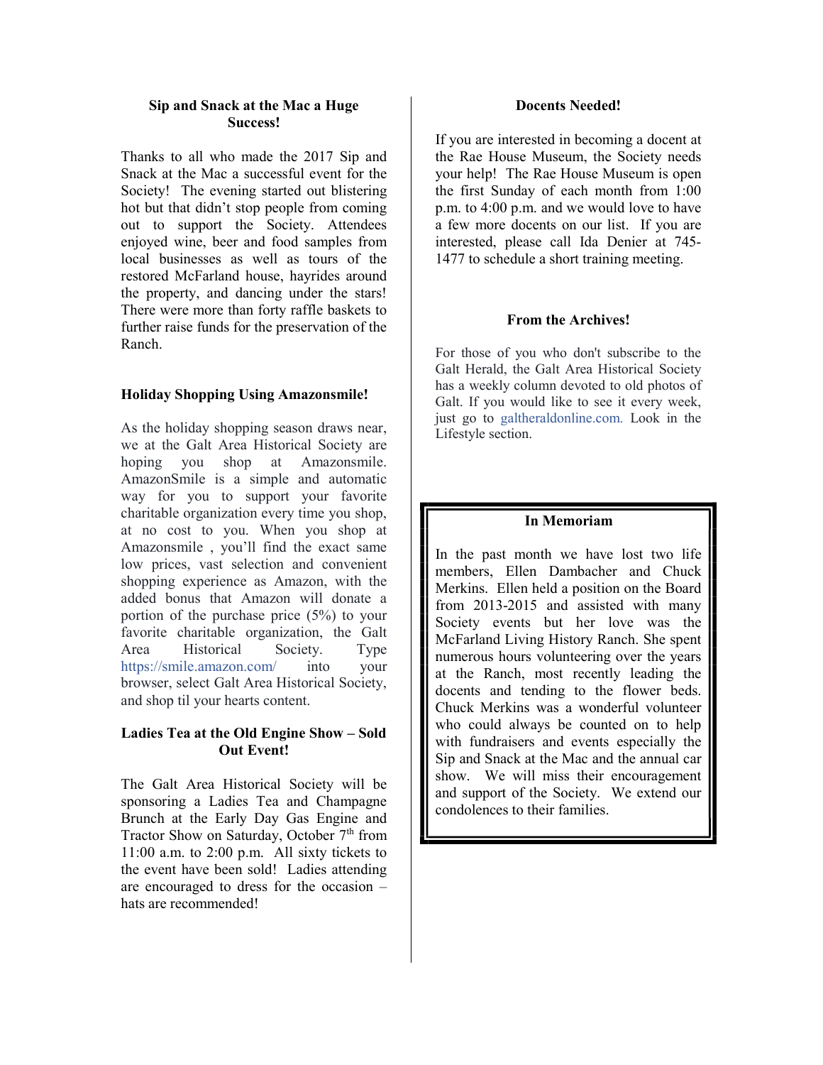**Sip and Snack at the Mac a Huge Success!**

Thanks to all who made the 2017 Sip and Snack at the Mac a successful event for the Society! The evening started out blistering hot but that didn't stop people from coming out to support the Society. Attendees enjoyed wine, beer and food samples from local businesses as well as tours of the restored McFarland house, hayrides around the property, and dancing under the stars! There were more than forty raffle baskets to further raise funds for the preservation of the Ranch.

**Holiday Shopping Using Amazonsmile!**

As the holiday shopping season draws near, we at the Galt Area Historical Society are hoping you shop at Amazonsmile. AmazonSmile is a simple and automatic way for you to support your favorite charitable organization every time you shop, at no cost to you. When you shop at Amazonsmile , you'll find the exact same low prices, vast selection and convenient shopping experience as Amazon, with the added bonus that Amazon will donate a portion of the purchase price (5%) to your favorite charitable organization, the Galt Area Historical Society. Type https://smile.amazon.com/ into your browser, select Galt Area Historical Society, and shop til your hearts content.

**Ladies Tea at the Old Engine Show – Sold Out Event!**

The Galt Area Historical Society will be sponsoring a Ladies Tea and Champagne Brunch at the Early Day Gas Engine and Tractor Show on Saturday, October 7th from 11:00 a.m. to 2:00 p.m. All sixty tickets to the event have been sold! Ladies attending are encouraged to dress for the occasion – hats are recommended!

**Docents Needed!**

If you are interested in becoming a docent at the Rae House Museum, the Society needs your help! The Rae House Museum is open the first Sunday of each month from 1:00 p.m. to 4:00 p.m. and we would love to have a few more docents on our list. If you are interested, please call Ida Denier at 745-1477 to schedule a short training meeting.

**From the Archives!**

For those of you who don't subscribe to the Galt Herald, the Galt Area Historical Society has a weekly column devoted to old photos of Galt. If you would like to see it every week, just go to galtheraldonline.com. Look in the Lifestyle section.

**In Memoriam**

In the past month we have lost two life members, Ellen Dambacher and Chuck Merkins. Ellen held a position on the Board from 2013-2015 and assisted with many Society events but her love was the McFarland Living History Ranch. She spent numerous hours volunteering over the years at the Ranch, most recently leading the docents and tending to the flower beds. Chuck Merkins was a wonderful volunteer who could always be counted on to help with fundraisers and events especially the Sip and Snack at the Mac and the annual car show. We will miss their encouragement and support of the Society. We extend our condolences to their families.